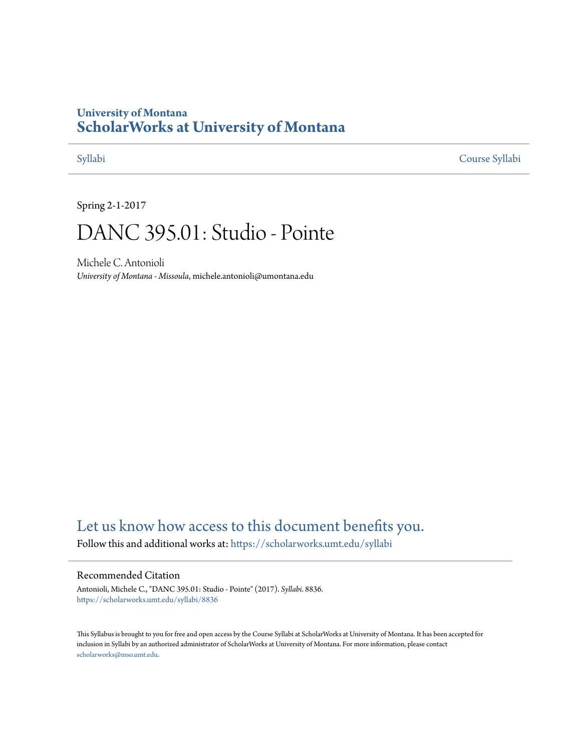University of Montana
# ScholarWorks at University of Montana

Syllabi | Course Syllabi

Spring 2-1-2017

# DANC 395.01: Studio - Pointe

Michele C. Antonioli
*University of Montana - Missoula*, michele.antonioli@umontana.edu

Let us know how access to this document benefits you.

Follow this and additional works at: https://scholarworks.umt.edu/syllabi

## Recommended Citation

Antonioli, Michele C., "DANC 395.01: Studio - Pointe" (2017). *Syllabi*. 8836.
https://scholarworks.umt.edu/syllabi/8836

This Syllabus is brought to you for free and open access by the Course Syllabi at ScholarWorks at University of Montana. It has been accepted for inclusion in Syllabi by an authorized administrator of ScholarWorks at University of Montana. For more information, please contact scholarworks@mso.umt.edu.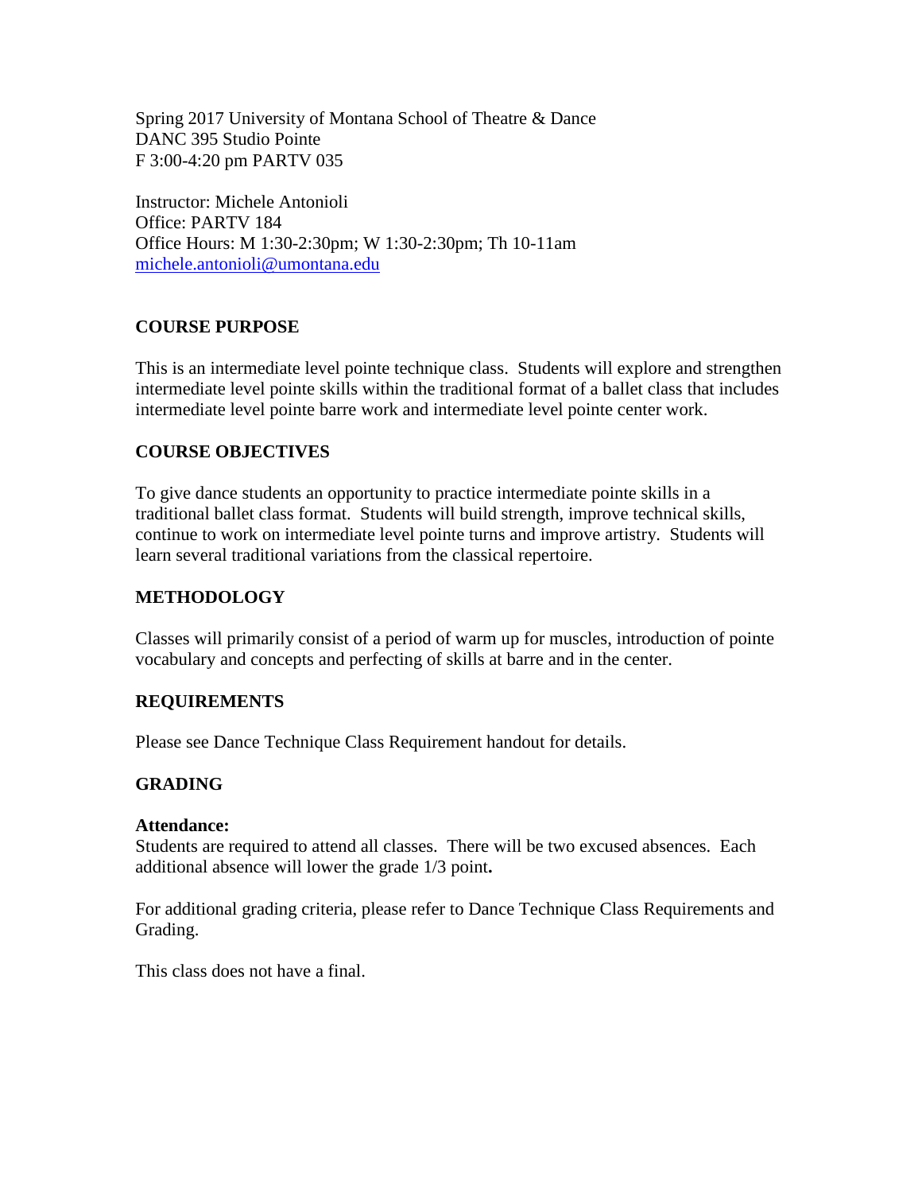Spring 2017 University of Montana School of Theatre & Dance
DANC 395 Studio Pointe
F 3:00-4:20 pm PARTV 035

Instructor: Michele Antonioli
Office: PARTV 184
Office Hours: M 1:30-2:30pm; W 1:30-2:30pm; Th 10-11am
michele.antonioli@umontana.edu

## COURSE PURPOSE

This is an intermediate level pointe technique class. Students will explore and strengthen intermediate level pointe skills within the traditional format of a ballet class that includes intermediate level pointe barre work and intermediate level pointe center work.

## COURSE OBJECTIVES

To give dance students an opportunity to practice intermediate pointe skills in a traditional ballet class format. Students will build strength, improve technical skills, continue to work on intermediate level pointe turns and improve artistry. Students will learn several traditional variations from the classical repertoire.

## METHODOLOGY

Classes will primarily consist of a period of warm up for muscles, introduction of pointe vocabulary and concepts and perfecting of skills at barre and in the center.

## REQUIREMENTS

Please see Dance Technique Class Requirement handout for details.

## GRADING

**Attendance:**
Students are required to attend all classes. There will be two excused absences. Each additional absence will lower the grade 1/3 point**.**

For additional grading criteria, please refer to Dance Technique Class Requirements and Grading.

This class does not have a final.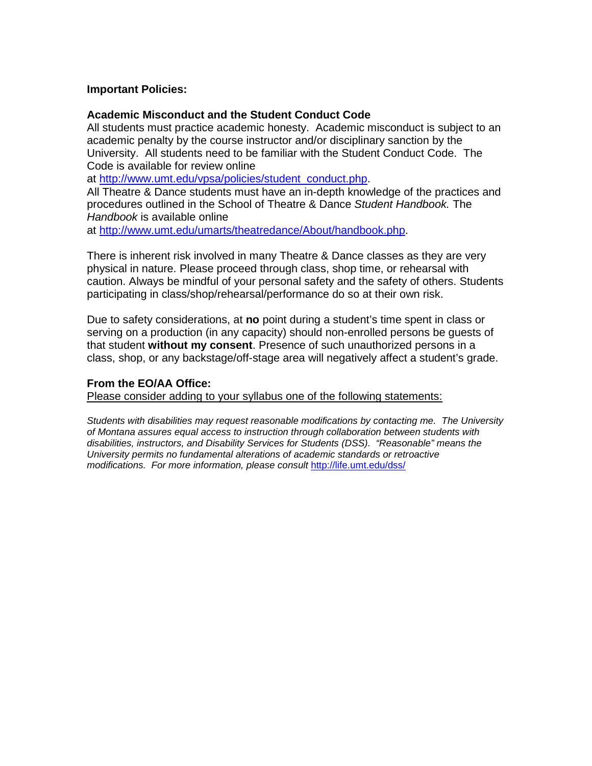**Important Policies:**

**Academic Misconduct and the Student Conduct Code**

All students must practice academic honesty. Academic misconduct is subject to an academic penalty by the course instructor and/or disciplinary sanction by the University. All students need to be familiar with the Student Conduct Code. The Code is available for review online at http://www.umt.edu/vpsa/policies/student_conduct.php.

All Theatre & Dance students must have an in-depth knowledge of the practices and procedures outlined in the School of Theatre & Dance *Student Handbook.* The *Handbook* is available online at http://www.umt.edu/umarts/theatredance/About/handbook.php.

There is inherent risk involved in many Theatre & Dance classes as they are very physical in nature. Please proceed through class, shop time, or rehearsal with caution. Always be mindful of your personal safety and the safety of others. Students participating in class/shop/rehearsal/performance do so at their own risk.

Due to safety considerations, at **no** point during a student's time spent in class or serving on a production (in any capacity) should non-enrolled persons be guests of that student **without my consent**. Presence of such unauthorized persons in a class, shop, or any backstage/off-stage area will negatively affect a student's grade.

**From the EO/AA Office:**

Please consider adding to your syllabus one of the following statements:

*Students with disabilities may request reasonable modifications by contacting me. The University of Montana assures equal access to instruction through collaboration between students with disabilities, instructors, and Disability Services for Students (DSS). "Reasonable" means the University permits no fundamental alterations of academic standards or retroactive modifications. For more information, please consult* http://life.umt.edu/dss/